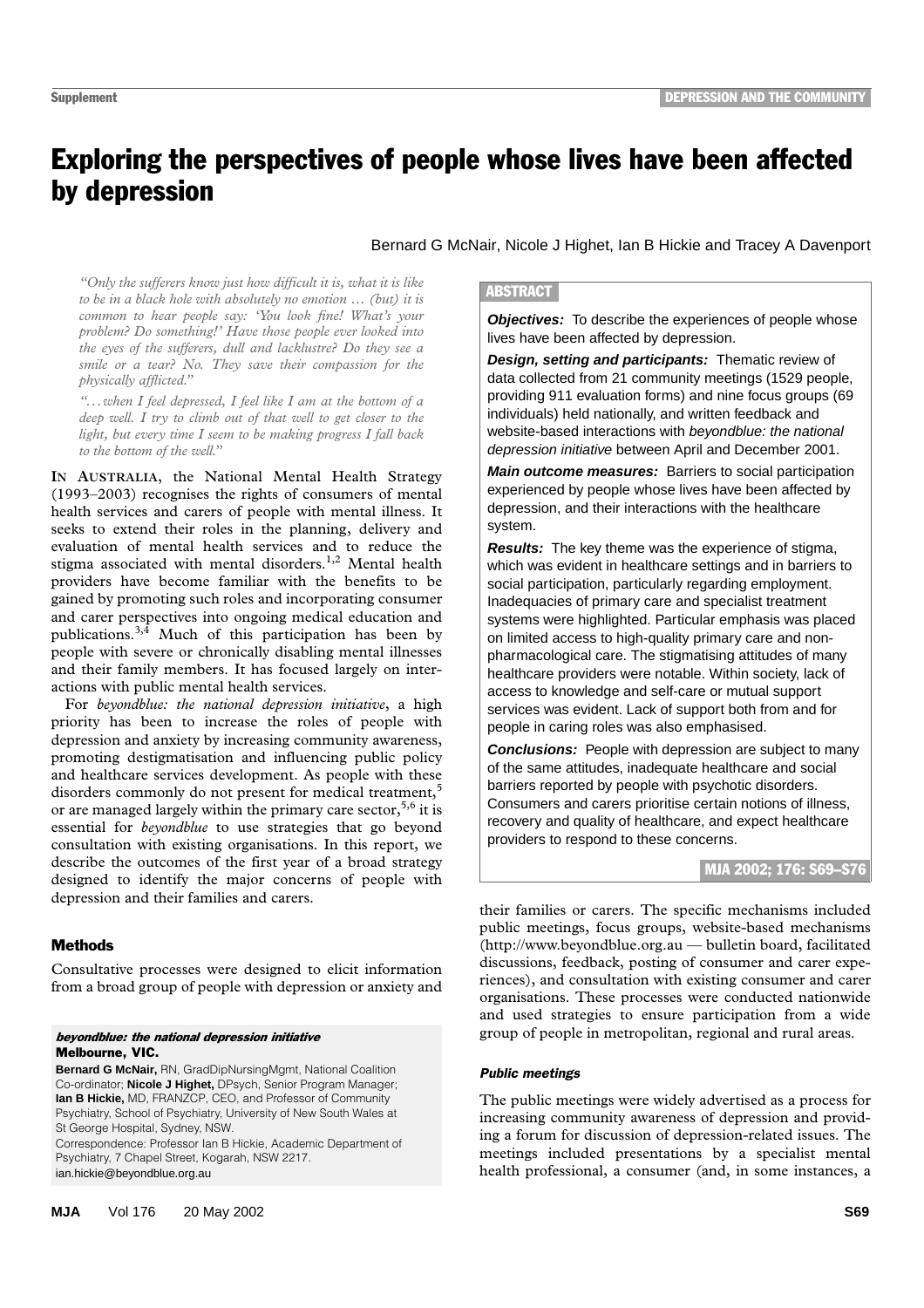# Exploring the perspectives of people whose lives have been affected by depression

Bernard G McNair, Nicole J Highet, Ian B Hickie and Tracey A Davenport

*"Only the sufferers know just how difficult it is, what it is like to be in a black hole with absolutely no emotion … (but) it is common to hear people say: 'You look fine! What's your problem? Do something!' Have those people ever looked into the eyes of the sufferers, dull and lacklustre? Do they see a smile or a tear? No. They save their compassion for the physically afflicted."*

*"…when I feel depressed, I feel like I am at the bottom of a deep well. I try to climb out of that well to get closer to the light, but every time I seem to be making progress I fall back to the bottom of the well."*

## ABSTRACT

***Objectives:*** To describe the experiences of people whose lives have been affected by depression.

***Design, setting and participants:*** Thematic review of data collected from 21 community meetings (1529 people, providing 911 evaluation forms) and nine focus groups (69 individuals) held nationally, and written feedback and website-based interactions with *beyondblue: the national depression initiative* between April and December 2001.

***Main outcome measures:*** Barriers to social participation experienced by people whose lives have been affected by depression, and their interactions with the healthcare system.

***Results:*** The key theme was the experience of stigma, which was evident in healthcare settings and in barriers to social participation, particularly regarding employment. Inadequacies of primary care and specialist treatment systems were highlighted. Particular emphasis was placed on limited access to high-quality primary care and non-pharmacological care. The stigmatising attitudes of many healthcare providers were notable. Within society, lack of access to knowledge and self-care or mutual support services was evident. Lack of support both from and for people in caring roles was also emphasised.

***Conclusions:*** People with depression are subject to many of the same attitudes, inadequate healthcare and social barriers reported by people with psychotic disorders. Consumers and carers prioritise certain notions of illness, recovery and quality of healthcare, and expect healthcare providers to respond to these concerns.

MJA 2002; 176: S69–S76

IN AUSTRALIA, the National Mental Health Strategy (1993–2003) recognises the rights of consumers of mental health services and carers of people with mental illness. It seeks to extend their roles in the planning, delivery and evaluation of mental health services and to reduce the stigma associated with mental disorders.[1,2] Mental health providers have become familiar with the benefits to be gained by promoting such roles and incorporating consumer and carer perspectives into ongoing medical education and publications.[3,4] Much of this participation has been by people with severe or chronically disabling mental illnesses and their family members. It has focused largely on interactions with public mental health services.

For *beyondblue: the national depression initiative*, a high priority has been to increase the roles of people with depression and anxiety by increasing community awareness, promoting destigmatisation and influencing public policy and healthcare services development. As people with these disorders commonly do not present for medical treatment,[5] or are managed largely within the primary care sector,[5,6] it is essential for *beyondblue* to use strategies that go beyond consultation with existing organisations. In this report, we describe the outcomes of the first year of a broad strategy designed to identify the major concerns of people with depression and their families and carers.

## Methods

Consultative processes were designed to elicit information from a broad group of people with depression or anxiety and their families or carers. The specific mechanisms included public meetings, focus groups, website-based mechanisms (http://www.beyondblue.org.au — bulletin board, facilitated discussions, feedback, posting of consumer and carer experiences), and consultation with existing consumer and carer organisations. These processes were conducted nationwide and used strategies to ensure participation from a wide group of people in metropolitan, regional and rural areas.

### Public meetings

The public meetings were widely advertised as a process for increasing community awareness of depression and providing a forum for discussion of depression-related issues. The meetings included presentations by a specialist mental health professional, a consumer (and, in some instances, a

***beyondblue: the national depression initiative***
**Melbourne, VIC.**

**Bernard G McNair,** RN, GradDipNursingMgmt, National Coalition Co-ordinator; **Nicole J Highet,** DPsych, Senior Program Manager; **Ian B Hickie,** MD, FRANZCP, CEO, and Professor of Community Psychiatry, School of Psychiatry, University of New South Wales at St George Hospital, Sydney, NSW.

Correspondence: Professor Ian B Hickie, Academic Department of Psychiatry, 7 Chapel Street, Kogarah, NSW 2217. ian.hickie@beyondblue.org.au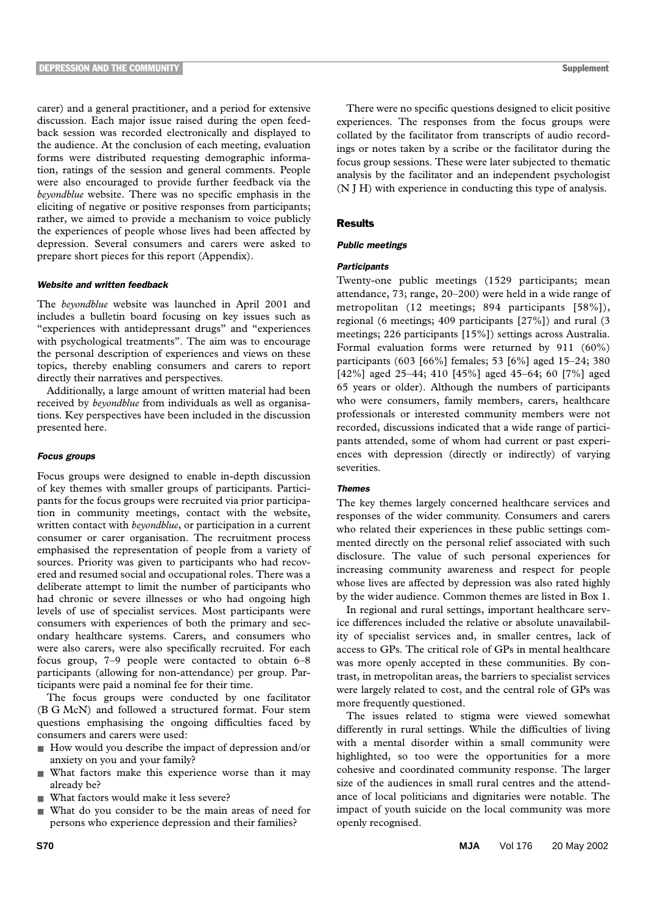carer) and a general practitioner, and a period for extensive discussion. Each major issue raised during the open feedback session was recorded electronically and displayed to the audience. At the conclusion of each meeting, evaluation forms were distributed requesting demographic information, ratings of the session and general comments. People were also encouraged to provide further feedback via the *beyondblue* website. There was no specific emphasis in the eliciting of negative or positive responses from participants; rather, we aimed to provide a mechanism to voice publicly the experiences of people whose lives had been affected by depression. Several consumers and carers were asked to prepare short pieces for this report (Appendix).

#### *Website and written feedback*

The *beyondblue* website was launched in April 2001 and includes a bulletin board focusing on key issues such as "experiences with antidepressant drugs" and "experiences with psychological treatments". The aim was to encourage the personal description of experiences and views on these topics, thereby enabling consumers and carers to report directly their narratives and perspectives.

Additionally, a large amount of written material had been received by *beyondblue* from individuals as well as organisations. Key perspectives have been included in the discussion presented here.

#### *Focus groups*

Focus groups were designed to enable in-depth discussion of key themes with smaller groups of participants. Participants for the focus groups were recruited via prior participation in community meetings, contact with the website, written contact with *beyondblue*, or participation in a current consumer or carer organisation. The recruitment process emphasised the representation of people from a variety of sources. Priority was given to participants who had recovered and resumed social and occupational roles. There was a deliberate attempt to limit the number of participants who had chronic or severe illnesses or who had ongoing high levels of use of specialist services. Most participants were consumers with experiences of both the primary and secondary healthcare systems. Carers, and consumers who were also carers, were also specifically recruited. For each focus group, 7–9 people were contacted to obtain 6–8 participants (allowing for non-attendance) per group. Participants were paid a nominal fee for their time.

The focus groups were conducted by one facilitator (B G McN) and followed a structured format. Four stem questions emphasising the ongoing difficulties faced by consumers and carers were used:

- How would you describe the impact of depression and/or anxiety on you and your family?
- What factors make this experience worse than it may already be?
- What factors would make it less severe?
- What do you consider to be the main areas of need for persons who experience depression and their families?

There were no specific questions designed to elicit positive experiences. The responses from the focus groups were collated by the facilitator from transcripts of audio recordings or notes taken by a scribe or the facilitator during the focus group sessions. These were later subjected to thematic analysis by the facilitator and an independent psychologist (N J H) with experience in conducting this type of analysis.

## Results

### *Public meetings*

#### *Participants*

Twenty-one public meetings (1529 participants; mean attendance, 73; range, 20–200) were held in a wide range of metropolitan (12 meetings; 894 participants [58%]), regional (6 meetings; 409 participants [27%]) and rural (3 meetings; 226 participants [15%]) settings across Australia. Formal evaluation forms were returned by 911 (60%) participants (603 [66%] females; 53 [6%] aged 15–24; 380 [42%] aged 25–44; 410 [45%] aged 45–64; 60 [7%] aged 65 years or older). Although the numbers of participants who were consumers, family members, carers, healthcare professionals or interested community members were not recorded, discussions indicated that a wide range of participants attended, some of whom had current or past experiences with depression (directly or indirectly) of varying severities.

#### *Themes*

The key themes largely concerned healthcare services and responses of the wider community. Consumers and carers who related their experiences in these public settings commented directly on the personal relief associated with such disclosure. The value of such personal experiences for increasing community awareness and respect for people whose lives are affected by depression was also rated highly by the wider audience. Common themes are listed in Box 1.

In regional and rural settings, important healthcare service differences included the relative or absolute unavailability of specialist services and, in smaller centres, lack of access to GPs. The critical role of GPs in mental healthcare was more openly accepted in these communities. By contrast, in metropolitan areas, the barriers to specialist services were largely related to cost, and the central role of GPs was more frequently questioned.

The issues related to stigma were viewed somewhat differently in rural settings. While the difficulties of living with a mental disorder within a small community were highlighted, so too were the opportunities for a more cohesive and coordinated community response. The larger size of the audiences in small rural centres and the attendance of local politicians and dignitaries were notable. The impact of youth suicide on the local community was more openly recognised.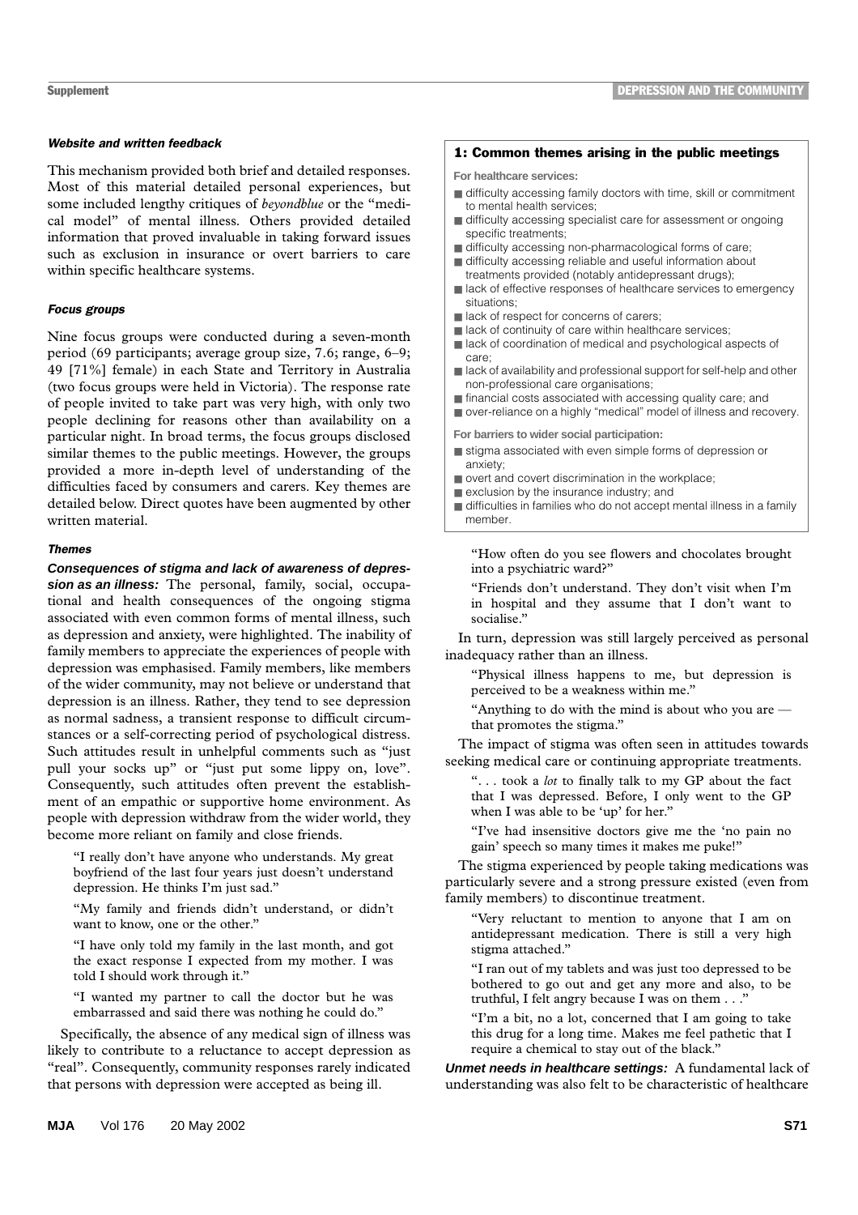#### *Website and written feedback*

This mechanism provided both brief and detailed responses. Most of this material detailed personal experiences, but some included lengthy critiques of *beyondblue* or the "medical model" of mental illness. Others provided detailed information that proved invaluable in taking forward issues such as exclusion in insurance or overt barriers to care within specific healthcare systems.

#### *Focus groups*

Nine focus groups were conducted during a seven-month period (69 participants; average group size, 7.6; range, 6–9; 49 [71%] female) in each State and Territory in Australia (two focus groups were held in Victoria). The response rate of people invited to take part was very high, with only two people declining for reasons other than availability on a particular night. In broad terms, the focus groups disclosed similar themes to the public meetings. However, the groups provided a more in-depth level of understanding of the difficulties faced by consumers and carers. Key themes are detailed below. Direct quotes have been augmented by other written material.

#### *Themes*

***Consequences of stigma and lack of awareness of depression as an illness:*** The personal, family, social, occupational and health consequences of the ongoing stigma associated with even common forms of mental illness, such as depression and anxiety, were highlighted. The inability of family members to appreciate the experiences of people with depression was emphasised. Family members, like members of the wider community, may not believe or understand that depression is an illness. Rather, they tend to see depression as normal sadness, a transient response to difficult circumstances or a self-correcting period of psychological distress. Such attitudes result in unhelpful comments such as "just pull your socks up" or "just put some lippy on, love". Consequently, such attitudes often prevent the establishment of an empathic or supportive home environment. As people with depression withdraw from the wider world, they become more reliant on family and close friends.

> "I really don't have anyone who understands. My great boyfriend of the last four years just doesn't understand depression. He thinks I'm just sad."

> "My family and friends didn't understand, or didn't want to know, one or the other."

> "I have only told my family in the last month, and got the exact response I expected from my mother. I was told I should work through it."

> "I wanted my partner to call the doctor but he was embarrassed and said there was nothing he could do."

Specifically, the absence of any medical sign of illness was likely to contribute to a reluctance to accept depression as "real". Consequently, community responses rarely indicated that persons with depression were accepted as being ill.

> "How often do you see flowers and chocolates brought into a psychiatric ward?"

> "Friends don't understand. They don't visit when I'm in hospital and they assume that I don't want to socialise."

In turn, depression was still largely perceived as personal inadequacy rather than an illness.

> "Physical illness happens to me, but depression is perceived to be a weakness within me."

> "Anything to do with the mind is about who you are — that promotes the stigma."

The impact of stigma was often seen in attitudes towards seeking medical care or continuing appropriate treatments.

> ". . . took a *lot* to finally talk to my GP about the fact that I was depressed. Before, I only went to the GP when I was able to be 'up' for her."

> "I've had insensitive doctors give me the 'no pain no gain' speech so many times it makes me puke!"

The stigma experienced by people taking medications was particularly severe and a strong pressure existed (even from family members) to discontinue treatment.

> "Very reluctant to mention to anyone that I am on antidepressant medication. There is still a very high stigma attached."

> "I ran out of my tablets and was just too depressed to be bothered to go out and get any more and also, to be truthful, I felt angry because I was on them . . ."

> "I'm a bit, no a lot, concerned that I am going to take this drug for a long time. Makes me feel pathetic that I require a chemical to stay out of the black."

***Unmet needs in healthcare settings:*** A fundamental lack of understanding was also felt to be characteristic of healthcare

---

**1: Common themes arising in the public meetings**

**For healthcare services:**

- difficulty accessing family doctors with time, skill or commitment to mental health services;
- difficulty accessing specialist care for assessment or ongoing specific treatments;
- difficulty accessing non-pharmacological forms of care;
- difficulty accessing reliable and useful information about treatments provided (notably antidepressant drugs);
- lack of effective responses of healthcare services to emergency situations;
- lack of respect for concerns of carers;
- lack of continuity of care within healthcare services;
- lack of coordination of medical and psychological aspects of care;
- lack of availability and professional support for self-help and other non-professional care organisations;
- financial costs associated with accessing quality care; and
- over-reliance on a highly "medical" model of illness and recovery.

**For barriers to wider social participation:**

- stigma associated with even simple forms of depression or anxiety;
- overt and covert discrimination in the workplace;
- exclusion by the insurance industry; and
- difficulties in families who do not accept mental illness in a family member.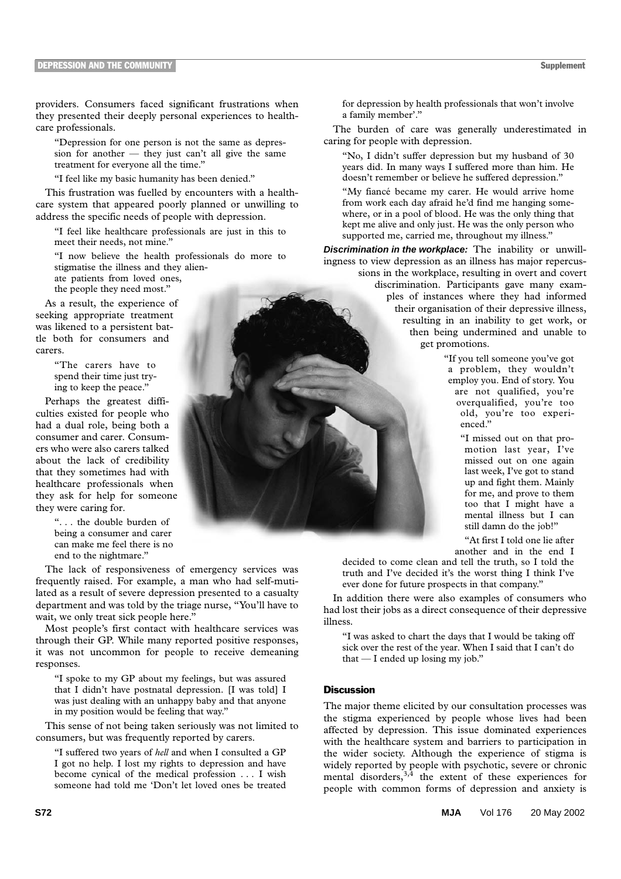providers. Consumers faced significant frustrations when they presented their deeply personal experiences to healthcare professionals.

> "Depression for one person is not the same as depression for another — they just can't all give the same treatment for everyone all the time."

> "I feel like my basic humanity has been denied."

This frustration was fuelled by encounters with a healthcare system that appeared poorly planned or unwilling to address the specific needs of people with depression.

> "I feel like healthcare professionals are just in this to meet their needs, not mine."

> "I now believe the health professionals do more to stigmatise the illness and they alienate patients from loved ones, the people they need most."

As a result, the experience of seeking appropriate treatment was likened to a persistent battle both for consumers and carers.

> "The carers have to spend their time just trying to keep the peace."

Perhaps the greatest difficulties existed for people who had a dual role, being both a consumer and carer. Consumers who were also carers talked about the lack of credibility that they sometimes had with healthcare professionals when they ask for help for someone they were caring for.

> ". . . the double burden of being a consumer and carer can make me feel there is no end to the nightmare."

The lack of responsiveness of emergency services was frequently raised. For example, a man who had self-mutilated as a result of severe depression presented to a casualty department and was told by the triage nurse, "You'll have to wait, we only treat sick people here."

Most people's first contact with healthcare services was through their GP. While many reported positive responses, it was not uncommon for people to receive demeaning responses.

> "I spoke to my GP about my feelings, but was assured that I didn't have postnatal depression. [I was told] I was just dealing with an unhappy baby and that anyone in my position would be feeling that way."

This sense of not being taken seriously was not limited to consumers, but was frequently reported by carers.

> "I suffered two years of *hell* and when I consulted a GP I got no help. I lost my rights to depression and have become cynical of the medical profession . . . I wish someone had told me 'Don't let loved ones be treated for depression by health professionals that won't involve a family member'."

The burden of care was generally underestimated in caring for people with depression.

> "No, I didn't suffer depression but my husband of 30 years did. In many ways I suffered more than him. He doesn't remember or believe he suffered depression."

> "My fiancé became my carer. He would arrive home from work each day afraid he'd find me hanging somewhere, or in a pool of blood. He was the only thing that kept me alive and only just. He was the only person who supported me, carried me, throughout my illness."

***Discrimination in the workplace:*** The inability or unwillingness to view depression as an illness has major repercussions in the workplace, resulting in overt and covert discrimination. Participants gave many examples of instances where they had informed their organisation of their depressive illness, resulting in an inability to get work, or then being undermined and unable to get promotions.

> "If you tell someone you've got a problem, they wouldn't employ you. End of story. You are not qualified, you're overqualified, you're too old, you're too experienced."

> "I missed out on that promotion last year, I've missed out on one again last week, I've got to stand up and fight them. Mainly for me, and prove to them too that I might have a mental illness but I can still damn do the job!"

> "At first I told one lie after another and in the end I decided to come clean and tell the truth, so I told the truth and I've decided it's the worst thing I think I've ever done for future prospects in that company."

In addition there were also examples of consumers who had lost their jobs as a direct consequence of their depressive illness.

> "I was asked to chart the days that I would be taking off sick over the rest of the year. When I said that I can't do that — I ended up losing my job."

## Discussion

The major theme elicited by our consultation processes was the stigma experienced by people whose lives had been affected by depression. This issue dominated experiences with the healthcare system and barriers to participation in the wider society. Although the experience of stigma is widely reported by people with psychotic, severe or chronic mental disorders,[3,4] the extent of these experiences for people with common forms of depression and anxiety is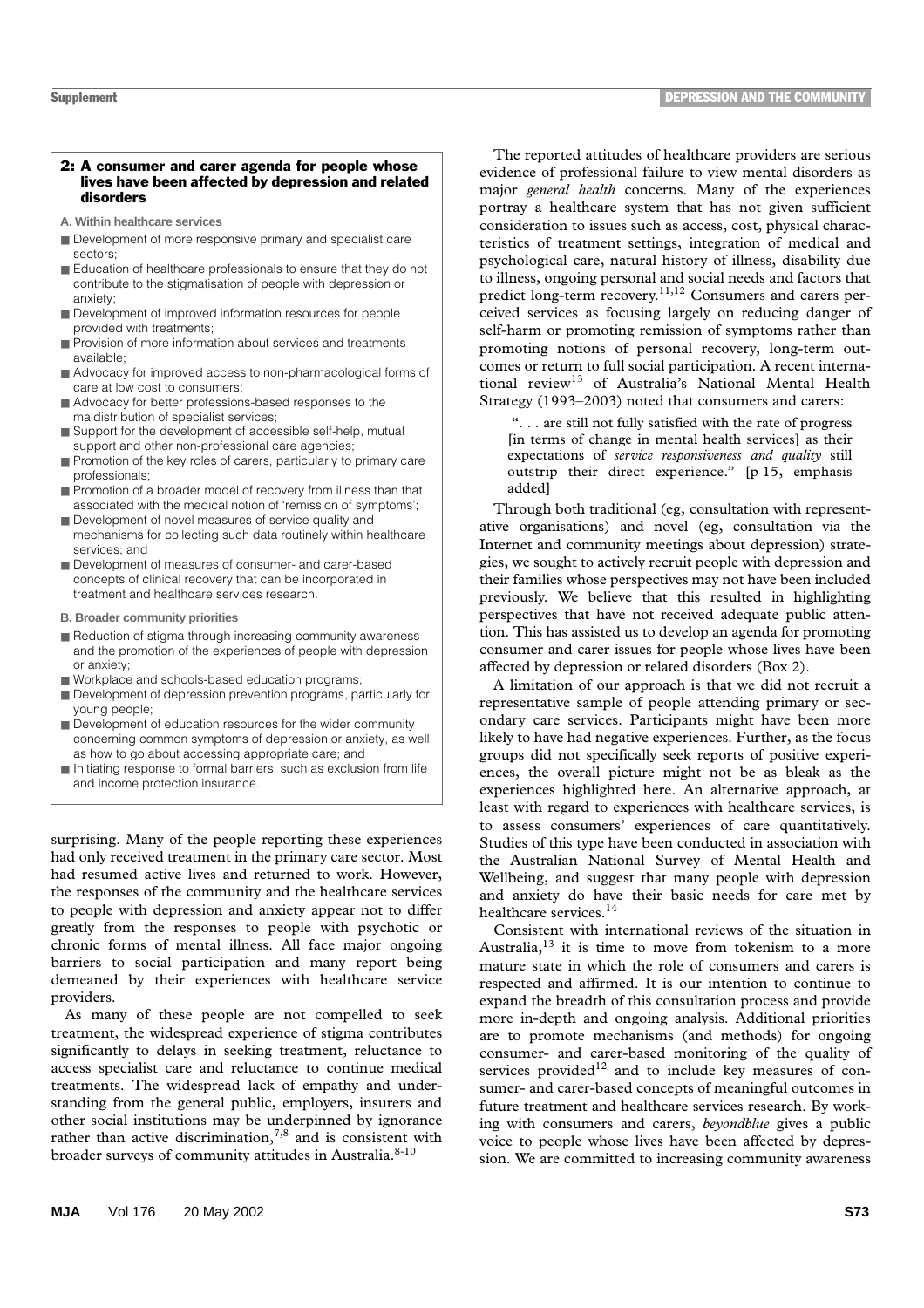### 2: A consumer and carer agenda for people whose lives have been affected by depression and related disorders

**A. Within healthcare services**

- Development of more responsive primary and specialist care sectors;
- Education of healthcare professionals to ensure that they do not contribute to the stigmatisation of people with depression or anxiety;
- Development of improved information resources for people provided with treatments;
- Provision of more information about services and treatments available;
- Advocacy for improved access to non-pharmacological forms of care at low cost to consumers;
- Advocacy for better professions-based responses to the maldistribution of specialist services;
- Support for the development of accessible self-help, mutual support and other non-professional care agencies;
- Promotion of the key roles of carers, particularly to primary care professionals;
- Promotion of a broader model of recovery from illness than that associated with the medical notion of 'remission of symptoms';
- Development of novel measures of service quality and mechanisms for collecting such data routinely within healthcare services; and
- Development of measures of consumer- and carer-based concepts of clinical recovery that can be incorporated in treatment and healthcare services research.

**B. Broader community priorities**

- Reduction of stigma through increasing community awareness and the promotion of the experiences of people with depression or anxiety;
- Workplace and schools-based education programs;
- Development of depression prevention programs, particularly for young people;
- Development of education resources for the wider community concerning common symptoms of depression or anxiety, as well as how to go about accessing appropriate care; and
- Initiating response to formal barriers, such as exclusion from life and income protection insurance.

surprising. Many of the people reporting these experiences had only received treatment in the primary care sector. Most had resumed active lives and returned to work. However, the responses of the community and the healthcare services to people with depression and anxiety appear not to differ greatly from the responses to people with psychotic or chronic forms of mental illness. All face major ongoing barriers to social participation and many report being demeaned by their experiences with healthcare service providers.

As many of these people are not compelled to seek treatment, the widespread experience of stigma contributes significantly to delays in seeking treatment, reluctance to access specialist care and reluctance to continue medical treatments. The widespread lack of empathy and understanding from the general public, employers, insurers and other social institutions may be underpinned by ignorance rather than active discrimination,[7,8] and is consistent with broader surveys of community attitudes in Australia.[8-10]

The reported attitudes of healthcare providers are serious evidence of professional failure to view mental disorders as major *general health* concerns. Many of the experiences portray a healthcare system that has not given sufficient consideration to issues such as access, cost, physical characteristics of treatment settings, integration of medical and psychological care, natural history of illness, disability due to illness, ongoing personal and social needs and factors that predict long-term recovery.[11,12] Consumers and carers perceived services as focusing largely on reducing danger of self-harm or promoting remission of symptoms rather than promoting notions of personal recovery, long-term outcomes or return to full social participation. A recent international review[13] of Australia's National Mental Health Strategy (1993–2003) noted that consumers and carers:

> ". . . are still not fully satisfied with the rate of progress [in terms of change in mental health services] as their expectations of *service responsiveness and quality* still outstrip their direct experience." [p 15, emphasis added]

Through both traditional (eg, consultation with representative organisations) and novel (eg, consultation via the Internet and community meetings about depression) strategies, we sought to actively recruit people with depression and their families whose perspectives may not have been included previously. We believe that this resulted in highlighting perspectives that have not received adequate public attention. This has assisted us to develop an agenda for promoting consumer and carer issues for people whose lives have been affected by depression or related disorders (Box 2).

A limitation of our approach is that we did not recruit a representative sample of people attending primary or secondary care services. Participants might have been more likely to have had negative experiences. Further, as the focus groups did not specifically seek reports of positive experiences, the overall picture might not be as bleak as the experiences highlighted here. An alternative approach, at least with regard to experiences with healthcare services, is to assess consumers' experiences of care quantitatively. Studies of this type have been conducted in association with the Australian National Survey of Mental Health and Wellbeing, and suggest that many people with depression and anxiety do have their basic needs for care met by healthcare services.[14]

Consistent with international reviews of the situation in Australia,[13] it is time to move from tokenism to a more mature state in which the role of consumers and carers is respected and affirmed. It is our intention to continue to expand the breadth of this consultation process and provide more in-depth and ongoing analysis. Additional priorities are to promote mechanisms (and methods) for ongoing consumer- and carer-based monitoring of the quality of services provided[12] and to include key measures of consumer- and carer-based concepts of meaningful outcomes in future treatment and healthcare services research. By working with consumers and carers, *beyondblue* gives a public voice to people whose lives have been affected by depression. We are committed to increasing community awareness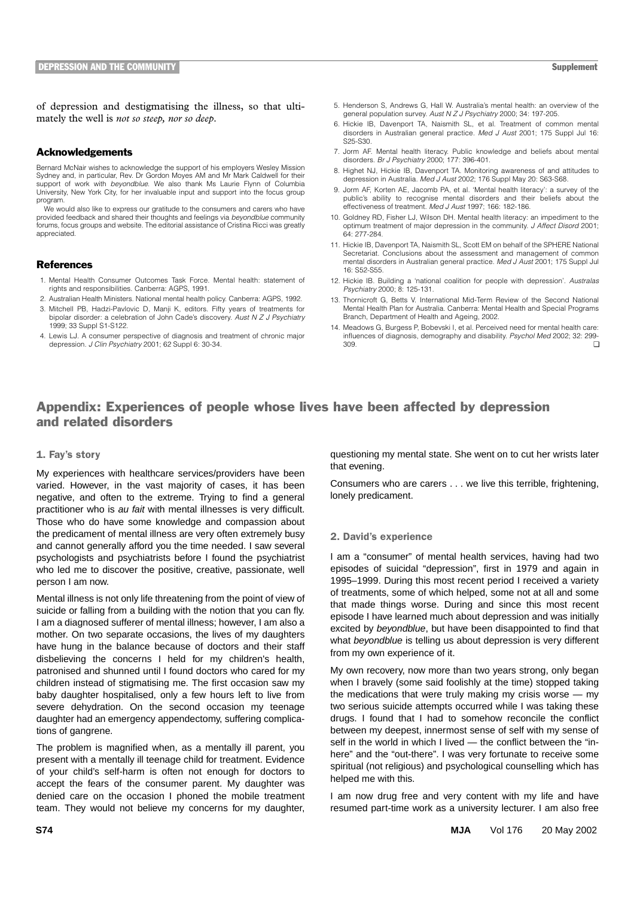of depression and destigmatising the illness, so that ultimately the well is *not so steep, nor so deep*.

### Acknowledgements

Bernard McNair wishes to acknowledge the support of his employers Wesley Mission Sydney and, in particular, Rev. Dr Gordon Moyes AM and Mr Mark Caldwell for their support of work with *beyondblue*. We also thank Ms Laurie Flynn of Columbia University, New York City, for her invaluable input and support into the focus group program.

We would also like to express our gratitude to the consumers and carers who have provided feedback and shared their thoughts and feelings via *beyondblue* community forums, focus groups and website. The editorial assistance of Cristina Ricci was greatly appreciated.

### References

1. Mental Health Consumer Outcomes Task Force. Mental health: statement of rights and responsibilities. Canberra: AGPS, 1991.
2. Australian Health Ministers. National mental health policy. Canberra: AGPS, 1992.
3. Mitchell PB, Hadzi-Pavlovic D, Manji K, editors. Fifty years of treatments for bipolar disorder: a celebration of John Cade's discovery. *Aust N Z J Psychiatry* 1999; 33 Suppl S1-S122.
4. Lewis LJ. A consumer perspective of diagnosis and treatment of chronic major depression. *J Clin Psychiatry* 2001; 62 Suppl 6: 30-34.
5. Henderson S, Andrews G, Hall W. Australia's mental health: an overview of the general population survey. *Aust N Z J Psychiatry* 2000; 34: 197-205.
6. Hickie IB, Davenport TA, Naismith SL, et al. Treatment of common mental disorders in Australian general practice. *Med J Aust* 2001; 175 Suppl Jul 16: S25-S30.
7. Jorm AF. Mental health literacy. Public knowledge and beliefs about mental disorders. *Br J Psychiatry* 2000; 177: 396-401.
8. Highet NJ, Hickie IB, Davenport TA. Monitoring awareness of and attitudes to depression in Australia. *Med J Aust* 2002; 176 Suppl May 20: S63-S68.
9. Jorm AF, Korten AE, Jacomb PA, et al. 'Mental health literacy': a survey of the public's ability to recognise mental disorders and their beliefs about the effectiveness of treatment. *Med J Aust* 1997; 166: 182-186.
10. Goldney RD, Fisher LJ, Wilson DH. Mental health literacy: an impediment to the optimum treatment of major depression in the community. *J Affect Disord* 2001; 64: 277-284.
11. Hickie IB, Davenport TA, Naismith SL, Scott EM on behalf of the SPHERE National Secretariat. Conclusions about the assessment and management of common mental disorders in Australian general practice. *Med J Aust* 2001; 175 Suppl Jul 16: S52-S55.
12. Hickie IB. Building a 'national coalition for people with depression'. *Australas Psychiatry* 2000; 8: 125-131.
13. Thornicroft G, Betts V. International Mid-Term Review of the Second National Mental Health Plan for Australia. Canberra: Mental Health and Special Programs Branch, Department of Health and Ageing, 2002.
14. Meadows G, Burgess P, Bobevski I, et al. Perceived need for mental health care: influences of diagnosis, demography and disability. *Psychol Med* 2002; 32: 299-309.

## Appendix: Experiences of people whose lives have been affected by depression and related disorders

### 1. Fay's story

My experiences with healthcare services/providers have been varied. However, in the vast majority of cases, it has been negative, and often to the extreme. Trying to find a general practitioner who is *au fait* with mental illnesses is very difficult. Those who do have some knowledge and compassion about the predicament of mental illness are very often extremely busy and cannot generally afford you the time needed. I saw several psychologists and psychiatrists before I found the psychiatrist who led me to discover the positive, creative, passionate, well person I am now.

Mental illness is not only life threatening from the point of view of suicide or falling from a building with the notion that you can fly. I am a diagnosed sufferer of mental illness; however, I am also a mother. On two separate occasions, the lives of my daughters have hung in the balance because of doctors and their staff disbelieving the concerns I held for my children's health, patronised and shunned until I found doctors who cared for my children instead of stigmatising me. The first occasion saw my baby daughter hospitalised, only a few hours left to live from severe dehydration. On the second occasion my teenage daughter had an emergency appendectomy, suffering complications of gangrene.

The problem is magnified when, as a mentally ill parent, you present with a mentally ill teenage child for treatment. Evidence of your child's self-harm is often not enough for doctors to accept the fears of the consumer parent. My daughter was denied care on the occasion I phoned the mobile treatment team. They would not believe my concerns for my daughter, questioning my mental state. She went on to cut her wrists later that evening.

Consumers who are carers . . . we live this terrible, frightening, lonely predicament.

### 2. David's experience

I am a "consumer" of mental health services, having had two episodes of suicidal "depression", first in 1979 and again in 1995–1999. During this most recent period I received a variety of treatments, some of which helped, some not at all and some that made things worse. During and since this most recent episode I have learned much about depression and was initially excited by *beyondblue*, but have been disappointed to find that what *beyondblue* is telling us about depression is very different from my own experience of it.

My own recovery, now more than two years strong, only began when I bravely (some said foolishly at the time) stopped taking the medications that were truly making my crisis worse — my two serious suicide attempts occurred while I was taking these drugs. I found that I had to somehow reconcile the conflict between my deepest, innermost sense of self with my sense of self in the world in which I lived — the conflict between the "in-here" and the "out-there". I was very fortunate to receive some spiritual (not religious) and psychological counselling which has helped me with this.

I am now drug free and very content with my life and have resumed part-time work as a university lecturer. I am also free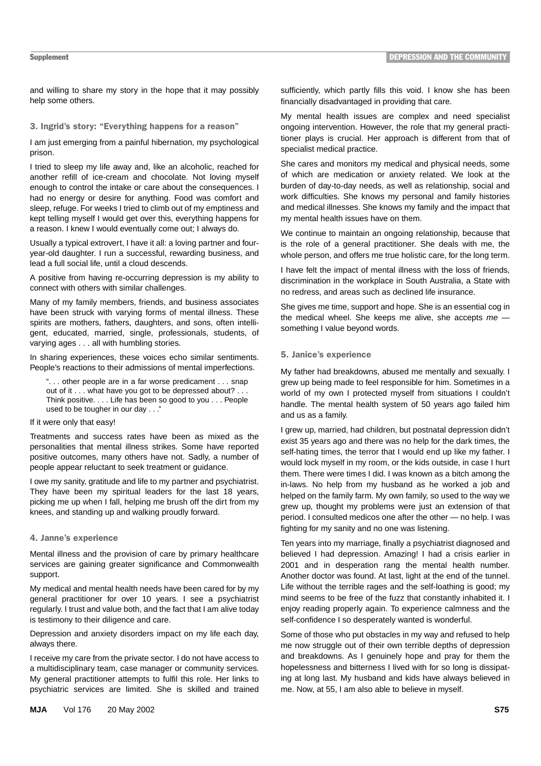and willing to share my story in the hope that it may possibly help some others.

### 3. Ingrid's story: "Everything happens for a reason"

I am just emerging from a painful hibernation, my psychological prison.

I tried to sleep my life away and, like an alcoholic, reached for another refill of ice-cream and chocolate. Not loving myself enough to control the intake or care about the consequences. I had no energy or desire for anything. Food was comfort and sleep, refuge. For weeks I tried to climb out of my emptiness and kept telling myself I would get over this, everything happens for a reason. I knew I would eventually come out; I always do.

Usually a typical extrovert, I have it all: a loving partner and four-year-old daughter. I run a successful, rewarding business, and lead a full social life, until a cloud descends.

A positive from having re-occurring depression is my ability to connect with others with similar challenges.

Many of my family members, friends, and business associates have been struck with varying forms of mental illness. These spirits are mothers, fathers, daughters, and sons, often intelligent, educated, married, single, professionals, students, of varying ages . . . all with humbling stories.

In sharing experiences, these voices echo similar sentiments. People's reactions to their admissions of mental imperfections.

> ". . . other people are in a far worse predicament . . . snap out of it . . . what have you got to be depressed about? . . . Think positive. . . . Life has been so good to you . . . People used to be tougher in our day . . ."

If it were only that easy!

Treatments and success rates have been as mixed as the personalities that mental illness strikes. Some have reported positive outcomes, many others have not. Sadly, a number of people appear reluctant to seek treatment or guidance.

I owe my sanity, gratitude and life to my partner and psychiatrist. They have been my spiritual leaders for the last 18 years, picking me up when I fall, helping me brush off the dirt from my knees, and standing up and walking proudly forward.

### 4. Janne's experience

Mental illness and the provision of care by primary healthcare services are gaining greater significance and Commonwealth support.

My medical and mental health needs have been cared for by my general practitioner for over 10 years. I see a psychiatrist regularly. I trust and value both, and the fact that I am alive today is testimony to their diligence and care.

Depression and anxiety disorders impact on my life each day, always there.

I receive my care from the private sector. I do not have access to a multidisciplinary team, case manager or community services. My general practitioner attempts to fulfil this role. Her links to psychiatric services are limited. She is skilled and trained sufficiently, which partly fills this void. I know she has been financially disadvantaged in providing that care.

My mental health issues are complex and need specialist ongoing intervention. However, the role that my general practitioner plays is crucial. Her approach is different from that of specialist medical practice.

She cares and monitors my medical and physical needs, some of which are medication or anxiety related. We look at the burden of day-to-day needs, as well as relationship, social and work difficulties. She knows my personal and family histories and medical illnesses. She knows my family and the impact that my mental health issues have on them.

We continue to maintain an ongoing relationship, because that is the role of a general practitioner. She deals with me, the whole person, and offers me true holistic care, for the long term.

I have felt the impact of mental illness with the loss of friends, discrimination in the workplace in South Australia, a State with no redress, and areas such as declined life insurance.

She gives me time, support and hope. She is an essential cog in the medical wheel. She keeps me alive, she accepts *me* — something I value beyond words.

### 5. Janice's experience

My father had breakdowns, abused me mentally and sexually. I grew up being made to feel responsible for him. Sometimes in a world of my own I protected myself from situations I couldn't handle. The mental health system of 50 years ago failed him and us as a family.

I grew up, married, had children, but postnatal depression didn't exist 35 years ago and there was no help for the dark times, the self-hating times, the terror that I would end up like my father. I would lock myself in my room, or the kids outside, in case I hurt them. There were times I did. I was known as a bitch among the in-laws. No help from my husband as he worked a job and helped on the family farm. My own family, so used to the way we grew up, thought my problems were just an extension of that period. I consulted medicos one after the other — no help. I was fighting for my sanity and no one was listening.

Ten years into my marriage, finally a psychiatrist diagnosed and believed I had depression. Amazing! I had a crisis earlier in 2001 and in desperation rang the mental health number. Another doctor was found. At last, light at the end of the tunnel. Life without the terrible rages and the self-loathing is good; my mind seems to be free of the fuzz that constantly inhabited it. I enjoy reading properly again. To experience calmness and the self-confidence I so desperately wanted is wonderful.

Some of those who put obstacles in my way and refused to help me now struggle out of their own terrible depths of depression and breakdowns. As I genuinely hope and pray for them the hopelessness and bitterness I lived with for so long is dissipating at long last. My husband and kids have always believed in me. Now, at 55, I am also able to believe in myself.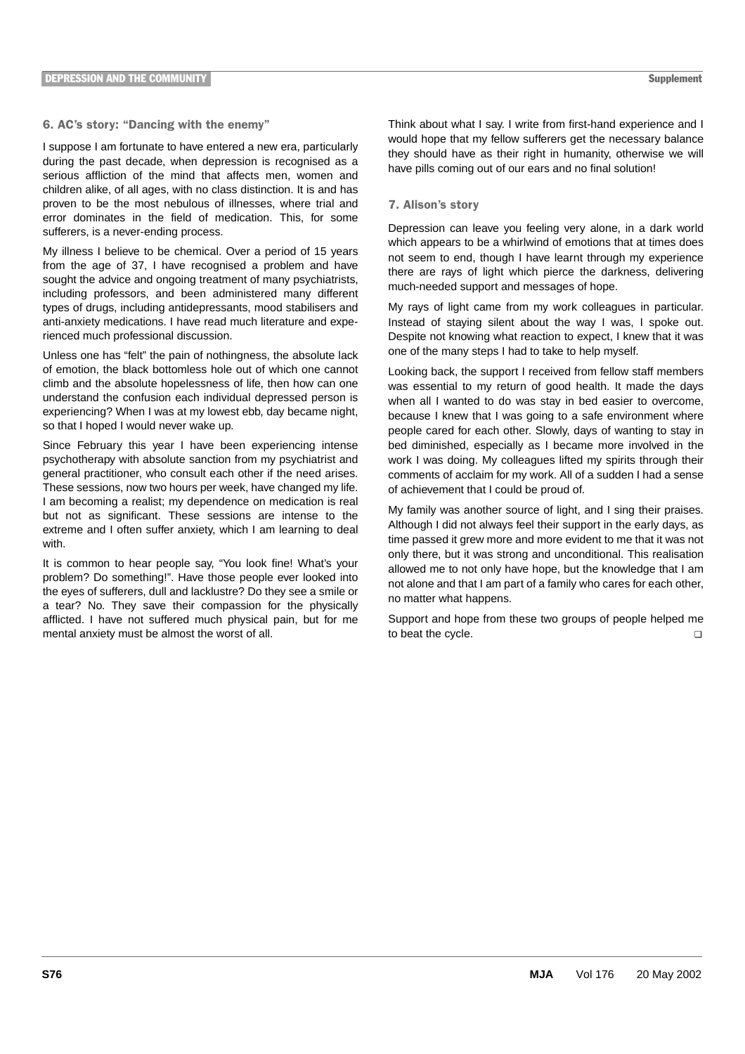### 6. AC's story: "Dancing with the enemy"

I suppose I am fortunate to have entered a new era, particularly during the past decade, when depression is recognised as a serious affliction of the mind that affects men, women and children alike, of all ages, with no class distinction. It is and has proven to be the most nebulous of illnesses, where trial and error dominates in the field of medication. This, for some sufferers, is a never-ending process.

My illness I believe to be chemical. Over a period of 15 years from the age of 37, I have recognised a problem and have sought the advice and ongoing treatment of many psychiatrists, including professors, and been administered many different types of drugs, including antidepressants, mood stabilisers and anti-anxiety medications. I have read much literature and experienced much professional discussion.

Unless one has "felt" the pain of nothingness, the absolute lack of emotion, the black bottomless hole out of which one cannot climb and the absolute hopelessness of life, then how can one understand the confusion each individual depressed person is experiencing? When I was at my lowest ebb, day became night, so that I hoped I would never wake up.

Since February this year I have been experiencing intense psychotherapy with absolute sanction from my psychiatrist and general practitioner, who consult each other if the need arises. These sessions, now two hours per week, have changed my life. I am becoming a realist; my dependence on medication is real but not as significant. These sessions are intense to the extreme and I often suffer anxiety, which I am learning to deal with.

It is common to hear people say, "You look fine! What's your problem? Do something!". Have those people ever looked into the eyes of sufferers, dull and lacklustre? Do they see a smile or a tear? No. They save their compassion for the physically afflicted. I have not suffered much physical pain, but for me mental anxiety must be almost the worst of all.

Think about what I say. I write from first-hand experience and I would hope that my fellow sufferers get the necessary balance they should have as their right in humanity, otherwise we will have pills coming out of our ears and no final solution!

### 7. Alison's story

Depression can leave you feeling very alone, in a dark world which appears to be a whirlwind of emotions that at times does not seem to end, though I have learnt through my experience there are rays of light which pierce the darkness, delivering much-needed support and messages of hope.

My rays of light came from my work colleagues in particular. Instead of staying silent about the way I was, I spoke out. Despite not knowing what reaction to expect, I knew that it was one of the many steps I had to take to help myself.

Looking back, the support I received from fellow staff members was essential to my return of good health. It made the days when all I wanted to do was stay in bed easier to overcome, because I knew that I was going to a safe environment where people cared for each other. Slowly, days of wanting to stay in bed diminished, especially as I became more involved in the work I was doing. My colleagues lifted my spirits through their comments of acclaim for my work. All of a sudden I had a sense of achievement that I could be proud of.

My family was another source of light, and I sing their praises. Although I did not always feel their support in the early days, as time passed it grew more and more evident to me that it was not only there, but it was strong and unconditional. This realisation allowed me to not only have hope, but the knowledge that I am not alone and that I am part of a family who cares for each other, no matter what happens.

Support and hope from these two groups of people helped me to beat the cycle. ❑